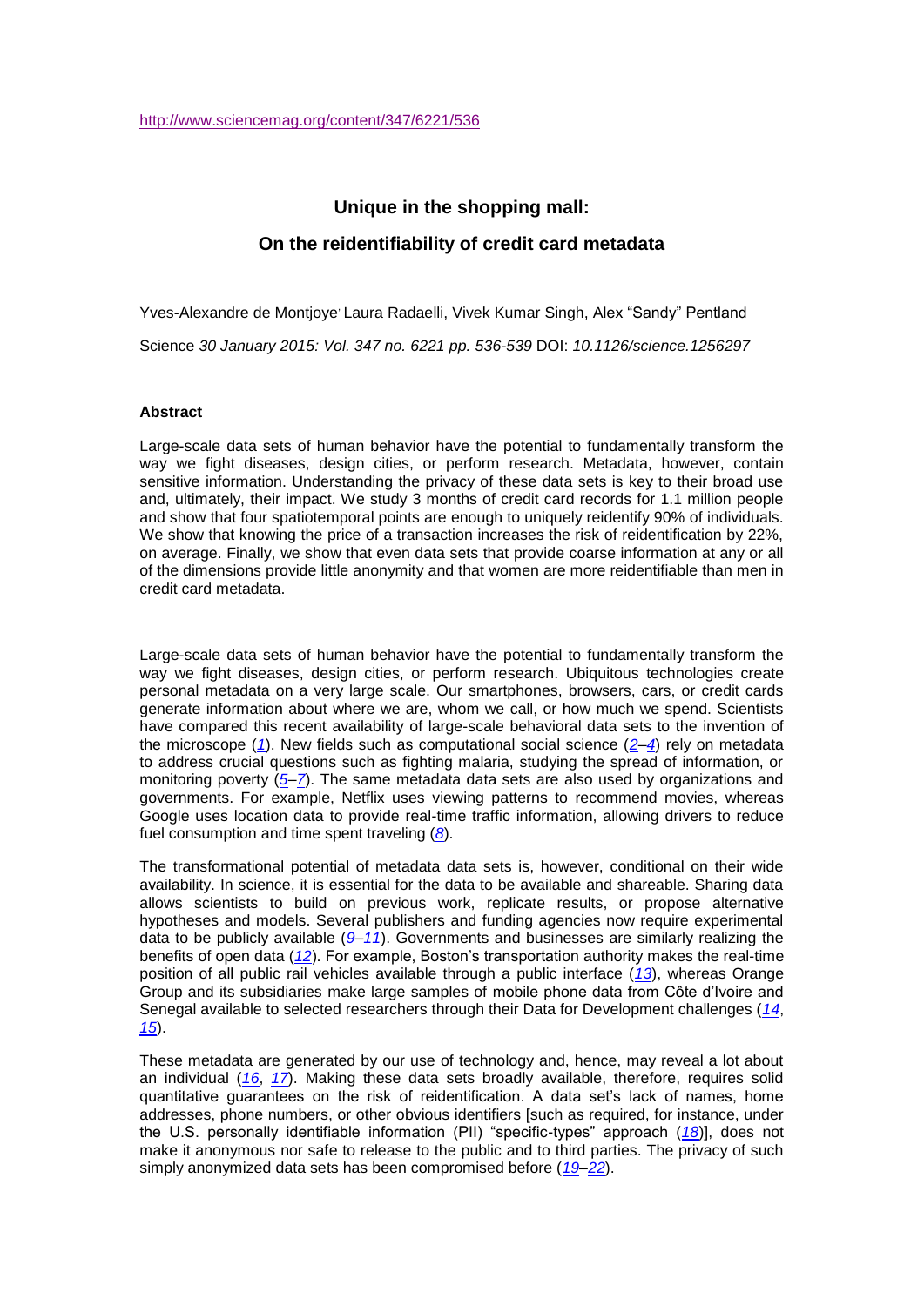http://www.sciencemag.org/content/347/6221/536

# Unique in the shopping mall:

# On the reidentifiability of credit card metadata

Yves-Alexandre de Montjoye, Laura Radaelli, Vivek Kumar Singh, Alex "Sandy" Pentland

Science *30 January 2015: Vol. 347 no. 6221 pp. 536-539* DOI: *10.1126/science.1256297*

## Abstract

Large-scale data sets of human behavior have the potential to fundamentally transform the way we fight diseases, design cities, or perform research. Metadata, however, contain sensitive information. Understanding the privacy of these data sets is key to their broad use and, ultimately, their impact. We study 3 months of credit card records for 1.1 million people and show that four spatiotemporal points are enough to uniquely reidentify 90% of individuals. We show that knowing the price of a transaction increases the risk of reidentification by 22%, on average. Finally, we show that even data sets that provide coarse information at any or all of the dimensions provide little anonymity and that women are more reidentifiable than men in credit card metadata.

Large-scale data sets of human behavior have the potential to fundamentally transform the way we fight diseases, design cities, or perform research. Ubiquitous technologies create personal metadata on a very large scale. Our smartphones, browsers, cars, or credit cards generate information about where we are, whom we call, or how much we spend. Scientists have compared this recent availability of large-scale behavioral data sets to the invention of the microscope (*1*). New fields such as computational social science (*2*–*4*) rely on metadata to address crucial questions such as fighting malaria, studying the spread of information, or monitoring poverty (*5*–*7*). The same metadata data sets are also used by organizations and governments. For example, Netflix uses viewing patterns to recommend movies, whereas Google uses location data to provide real-time traffic information, allowing drivers to reduce fuel consumption and time spent traveling (*8*).

The transformational potential of metadata data sets is, however, conditional on their wide availability. In science, it is essential for the data to be available and shareable. Sharing data allows scientists to build on previous work, replicate results, or propose alternative hypotheses and models. Several publishers and funding agencies now require experimental data to be publicly available (*9*–*11*). Governments and businesses are similarly realizing the benefits of open data (*12*). For example, Boston's transportation authority makes the real-time position of all public rail vehicles available through a public interface (*13*), whereas Orange Group and its subsidiaries make large samples of mobile phone data from Côte d'Ivoire and Senegal available to selected researchers through their Data for Development challenges (*14*, *15*).

These metadata are generated by our use of technology and, hence, may reveal a lot about an individual (*16*, *17*). Making these data sets broadly available, therefore, requires solid quantitative guarantees on the risk of reidentification. A data set's lack of names, home addresses, phone numbers, or other obvious identifiers [such as required, for instance, under the U.S. personally identifiable information (PII) "specific-types" approach (*18*)], does not make it anonymous nor safe to release to the public and to third parties. The privacy of such simply anonymized data sets has been compromised before (*19*–*22*).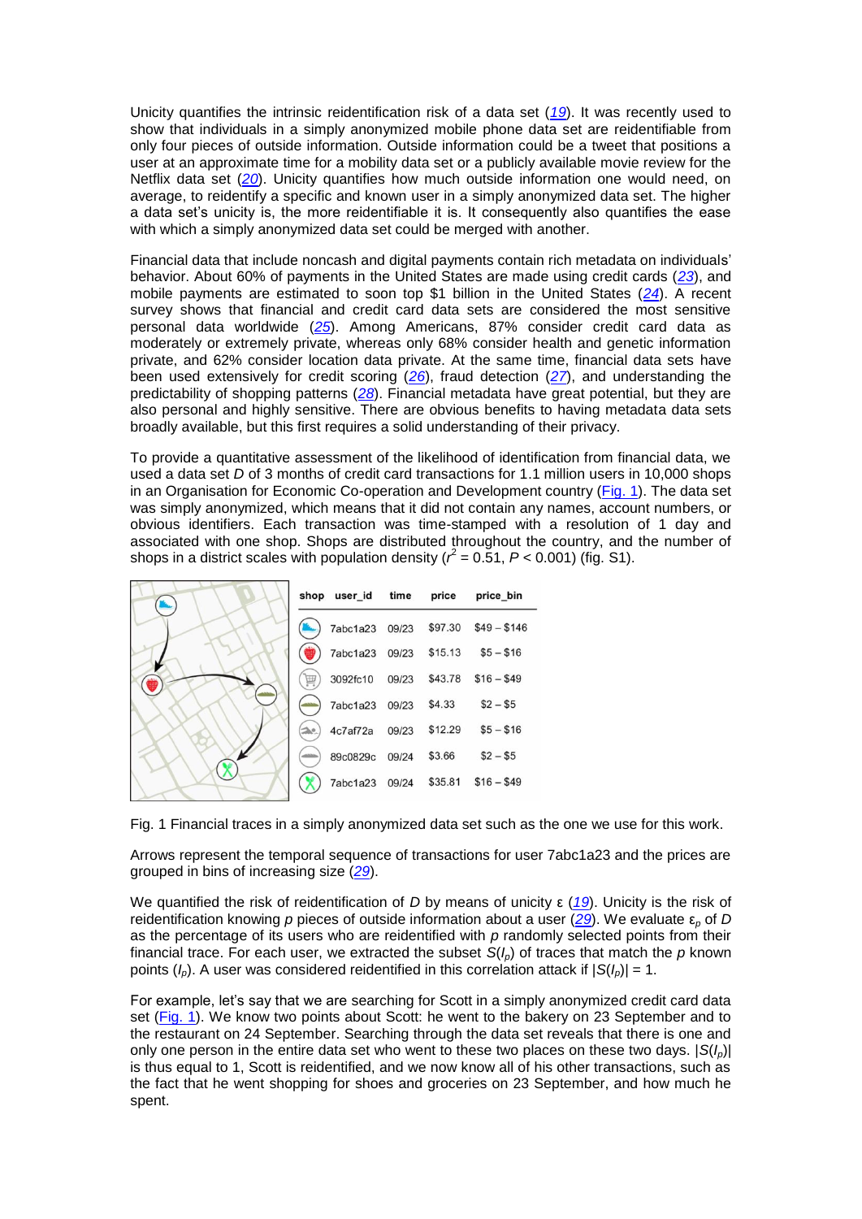Unicity quantifies the intrinsic reidentification risk of a data set (*19*). It was recently used to show that individuals in a simply anonymized mobile phone data set are reidentifiable from only four pieces of outside information. Outside information could be a tweet that positions a user at an approximate time for a mobility data set or a publicly available movie review for the Netflix data set (*20*). Unicity quantifies how much outside information one would need, on average, to reidentify a specific and known user in a simply anonymized data set. The higher a data set's unicity is, the more reidentifiable it is. It consequently also quantifies the ease with which a simply anonymized data set could be merged with another.

Financial data that include noncash and digital payments contain rich metadata on individuals' behavior. About 60% of payments in the United States are made using credit cards (*23*), and mobile payments are estimated to soon top \$1 billion in the United States (*24*). A recent survey shows that financial and credit card data sets are considered the most sensitive personal data worldwide (*25*). Among Americans, 87% consider credit card data as moderately or extremely private, whereas only 68% consider health and genetic information private, and 62% consider location data private. At the same time, financial data sets have been used extensively for credit scoring (*26*), fraud detection (*27*), and understanding the predictability of shopping patterns (*28*). Financial metadata have great potential, but they are also personal and highly sensitive. There are obvious benefits to having metadata data sets broadly available, but this first requires a solid understanding of their privacy.

To provide a quantitative assessment of the likelihood of identification from financial data, we used a data set *D* of 3 months of credit card transactions for 1.1 million users in 10,000 shops in an Organisation for Economic Co-operation and Development country (Fig. 1). The data set was simply anonymized, which means that it did not contain any names, account numbers, or obvious identifiers. Each transaction was time-stamped with a resolution of 1 day and associated with one shop. Shops are distributed throughout the country, and the number of shops in a district scales with population density ($r^2 = 0.51$, $P < 0.001$) (fig. S1).

| shop | user_id | time | price | price_bin |
|---|---|---|---|---|
| | 7abc1a23 | 09/23 | \$97.30 | \$49 – \$146 |
| | 7abc1a23 | 09/23 | \$15.13 | \$5 – \$16 |
| | 3092fc10 | 09/23 | \$43.78 | \$16 – \$49 |
| | 7abc1a23 | 09/23 | \$4.33 | \$2 – \$5 |
| | 4c7af72a | 09/23 | \$12.29 | \$5 – \$16 |
| | 89c0829c | 09/24 | \$3.66 | \$2 – \$5 |
| | 7abc1a23 | 09/24 | \$35.81 | \$16 – \$49 |

Fig. 1 Financial traces in a simply anonymized data set such as the one we use for this work.

Arrows represent the temporal sequence of transactions for user 7abc1a23 and the prices are grouped in bins of increasing size (*29*).

We quantified the risk of reidentification of *D* by means of unicity ε (*19*). Unicity is the risk of reidentification knowing *p* pieces of outside information about a user (*29*). We evaluate $\varepsilon_p$ of *D* as the percentage of its users who are reidentified with *p* randomly selected points from their financial trace. For each user, we extracted the subset $S(I_p)$ of traces that match the *p* known points ($I_p$). A user was considered reidentified in this correlation attack if $|S(I_p)| = 1$.

For example, let's say that we are searching for Scott in a simply anonymized credit card data set (Fig. 1). We know two points about Scott: he went to the bakery on 23 September and to the restaurant on 24 September. Searching through the data set reveals that there is one and only one person in the entire data set who went to these two places on these two days. $|S(I_p)|$ is thus equal to 1, Scott is reidentified, and we now know all of his other transactions, such as the fact that he went shopping for shoes and groceries on 23 September, and how much he spent.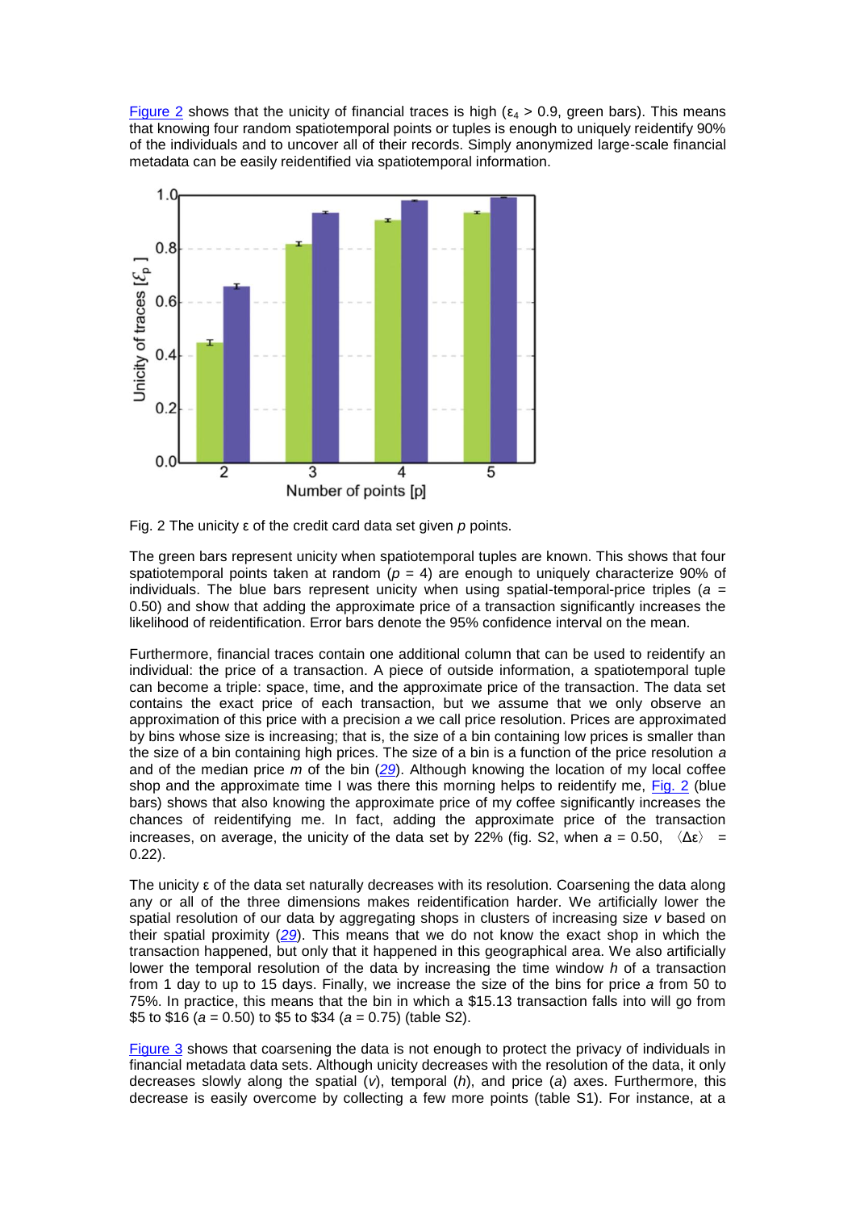Figure 2 shows that the unicity of financial traces is high ($\varepsilon_4 > 0.9$, green bars). This means that knowing four random spatiotemporal points or tuples is enough to uniquely reidentify 90% of the individuals and to uncover all of their records. Simply anonymized large-scale financial metadata can be easily reidentified via spatiotemporal information.

Fig. 2 The unicity ε of the credit card data set given *p* points.

The green bars represent unicity when spatiotemporal tuples are known. This shows that four spatiotemporal points taken at random ($p = 4$) are enough to uniquely characterize 90% of individuals. The blue bars represent unicity when using spatial-temporal-price triples ($a = 0.50$) and show that adding the approximate price of a transaction significantly increases the likelihood of reidentification. Error bars denote the 95% confidence interval on the mean.

Furthermore, financial traces contain one additional column that can be used to reidentify an individual: the price of a transaction. A piece of outside information, a spatiotemporal tuple can become a triple: space, time, and the approximate price of the transaction. The data set contains the exact price of each transaction, but we assume that we only observe an approximation of this price with a precision *a* we call price resolution. Prices are approximated by bins whose size is increasing; that is, the size of a bin containing low prices is smaller than the size of a bin containing high prices. The size of a bin is a function of the price resolution *a* and of the median price *m* of the bin (*29*). Although knowing the location of my local coffee shop and the approximate time I was there this morning helps to reidentify me, Fig. 2 (blue bars) shows that also knowing the approximate price of my coffee significantly increases the chances of reidentifying me. In fact, adding the approximate price of the transaction increases, on average, the unicity of the data set by 22% (fig. S2, when $a = 0.50$, $\langle \Delta\varepsilon \rangle = 0.22$).

The unicity ε of the data set naturally decreases with its resolution. Coarsening the data along any or all of the three dimensions makes reidentification harder. We artificially lower the spatial resolution of our data by aggregating shops in clusters of increasing size *v* based on their spatial proximity (*29*). This means that we do not know the exact shop in which the transaction happened, but only that it happened in this geographical area. We also artificially lower the temporal resolution of the data by increasing the time window *h* of a transaction from 1 day to up to 15 days. Finally, we increase the size of the bins for price *a* from 50 to 75%. In practice, this means that the bin in which a $15.13 transaction falls into will go from $5 to $16 ($a = 0.50$) to $5 to $34 ($a = 0.75$) (table S2).

Figure 3 shows that coarsening the data is not enough to protect the privacy of individuals in financial metadata data sets. Although unicity decreases with the resolution of the data, it only decreases slowly along the spatial (*v*), temporal (*h*), and price (*a*) axes. Furthermore, this decrease is easily overcome by collecting a few more points (table S1). For instance, at a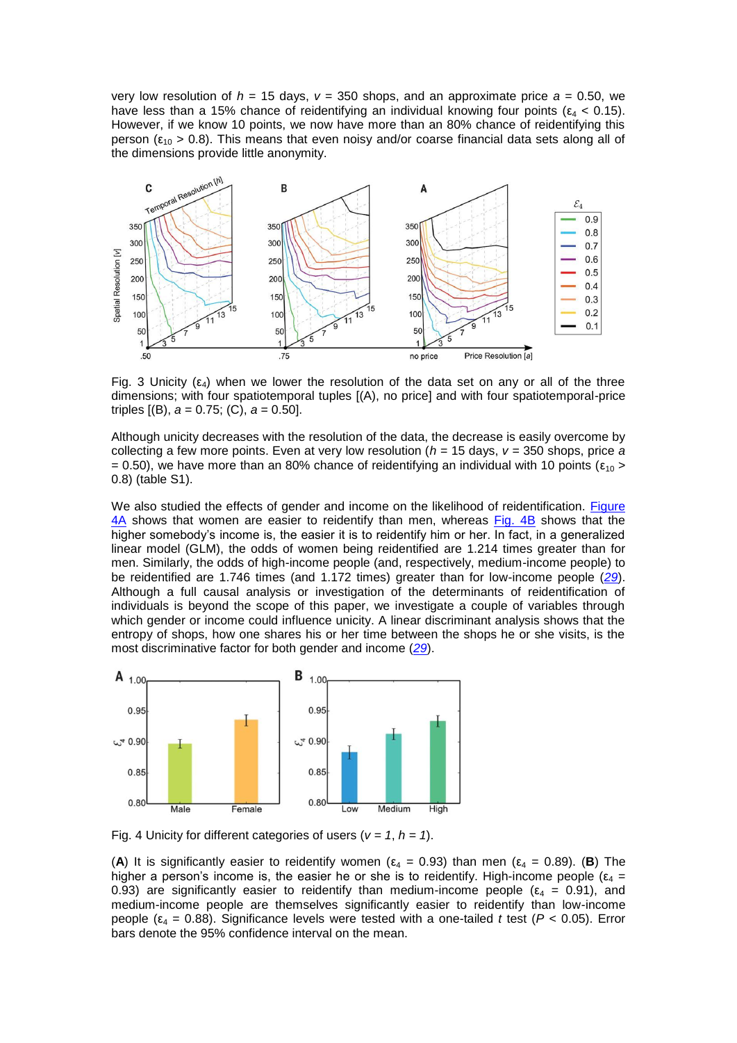very low resolution of $h$ = 15 days, $v$ = 350 shops, and an approximate price $a$ = 0.50, we have less than a 15% chance of reidentifying an individual knowing four points ($\varepsilon_4 < 0.15$). However, if we know 10 points, we now have more than an 80% chance of reidentifying this person ($\varepsilon_{10} > 0.8$). This means that even noisy and/or coarse financial data sets along all of the dimensions provide little anonymity.

Fig. 3 Unicity ($\varepsilon_4$) when we lower the resolution of the data set on any or all of the three dimensions; with four spatiotemporal tuples [(A), no price] and with four spatiotemporal-price triples [(B), $a$ = 0.75; (C), $a$ = 0.50].

Although unicity decreases with the resolution of the data, the decrease is easily overcome by collecting a few more points. Even at very low resolution ($h$ = 15 days, $v$ = 350 shops, price $a$ = 0.50), we have more than an 80% chance of reidentifying an individual with 10 points ($\varepsilon_{10} > 0.8$) (table S1).

We also studied the effects of gender and income on the likelihood of reidentification. Figure 4A shows that women are easier to reidentify than men, whereas Fig. 4B shows that the higher somebody's income is, the easier it is to reidentify him or her. In fact, in a generalized linear model (GLM), the odds of women being reidentified are 1.214 times greater than for men. Similarly, the odds of high-income people (and, respectively, medium-income people) to be reidentified are 1.746 times (and 1.172 times) greater than for low-income people (*29*). Although a full causal analysis or investigation of the determinants of reidentification of individuals is beyond the scope of this paper, we investigate a couple of variables through which gender or income could influence unicity. A linear discriminant analysis shows that the entropy of shops, how one shares his or her time between the shops he or she visits, is the most discriminative factor for both gender and income (*29*).

Fig. 4 Unicity for different categories of users ($v = 1$, $h = 1$).

(**A**) It is significantly easier to reidentify women ($\varepsilon_4$ = 0.93) than men ($\varepsilon_4$ = 0.89). (**B**) The higher a person's income is, the easier he or she is to reidentify. High-income people ($\varepsilon_4$ = 0.93) are significantly easier to reidentify than medium-income people ($\varepsilon_4$ = 0.91), and medium-income people are themselves significantly easier to reidentify than low-income people ($\varepsilon_4$ = 0.88). Significance levels were tested with a one-tailed $t$ test ($P < 0.05$). Error bars denote the 95% confidence interval on the mean.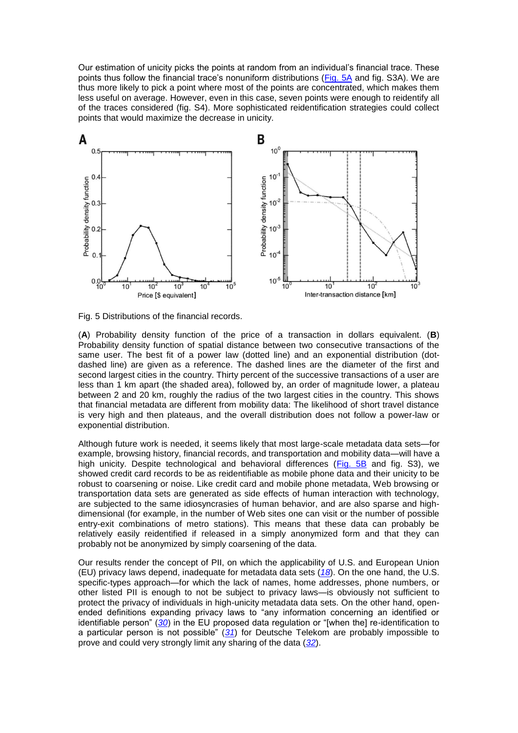Our estimation of unicity picks the points at random from an individual's financial trace. These points thus follow the financial trace's nonuniform distributions (Fig. 5A and fig. S3A). We are thus more likely to pick a point where most of the points are concentrated, which makes them less useful on average. However, even in this case, seven points were enough to reidentify all of the traces considered (fig. S4). More sophisticated reidentification strategies could collect points that would maximize the decrease in unicity.

A

Probability density function

0.5
0.4
0.3
0.2
0.1
0.0

$10^0$ $10^1$ $10^2$ $10^3$ $10^4$ $10^5$

Price [$ equivalent]

B

Probability density function

$10^0$
$10^{-1}$
$10^{-2}$
$10^{-3}$
$10^{-4}$
$10^{-5}$

$10^0$ $10^1$ $10^2$ $10^3$

Inter-transaction distance [km]

Fig. 5 Distributions of the financial records.

(**A**) Probability density function of the price of a transaction in dollars equivalent. (**B**) Probability density function of spatial distance between two consecutive transactions of the same user. The best fit of a power law (dotted line) and an exponential distribution (dot-dashed line) are given as a reference. The dashed lines are the diameter of the first and second largest cities in the country. Thirty percent of the successive transactions of a user are less than 1 km apart (the shaded area), followed by, an order of magnitude lower, a plateau between 2 and 20 km, roughly the radius of the two largest cities in the country. This shows that financial metadata are different from mobility data: The likelihood of short travel distance is very high and then plateaus, and the overall distribution does not follow a power-law or exponential distribution.

Although future work is needed, it seems likely that most large-scale metadata data sets—for example, browsing history, financial records, and transportation and mobility data—will have a high unicity. Despite technological and behavioral differences (Fig. 5B and fig. S3), we showed credit card records to be as reidentifiable as mobile phone data and their unicity to be robust to coarsening or noise. Like credit card and mobile phone metadata, Web browsing or transportation data sets are generated as side effects of human interaction with technology, are subjected to the same idiosyncrasies of human behavior, and are also sparse and high-dimensional (for example, in the number of Web sites one can visit or the number of possible entry-exit combinations of metro stations). This means that these data can probably be relatively easily reidentified if released in a simply anonymized form and that they can probably not be anonymized by simply coarsening of the data.

Our results render the concept of PII, on which the applicability of U.S. and European Union (EU) privacy laws depend, inadequate for metadata data sets (*18*). On the one hand, the U.S. specific-types approach—for which the lack of names, home addresses, phone numbers, or other listed PII is enough to not be subject to privacy laws—is obviously not sufficient to protect the privacy of individuals in high-unicity metadata data sets. On the other hand, open-ended definitions expanding privacy laws to "any information concerning an identified or identifiable person" (*30*) in the EU proposed data regulation or "[when the] re-identification to a particular person is not possible" (*31*) for Deutsche Telekom are probably impossible to prove and could very strongly limit any sharing of the data (*32*).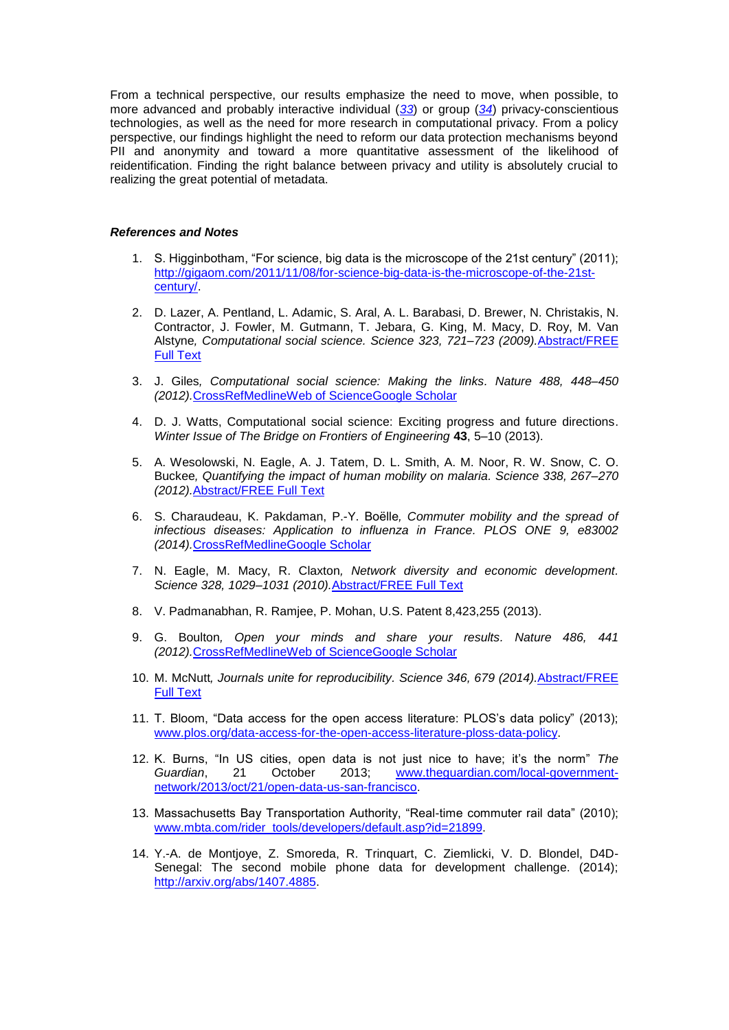From a technical perspective, our results emphasize the need to move, when possible, to more advanced and probably interactive individual ([33](#)) or group ([34](#)) privacy-conscientious technologies, as well as the need for more research in computational privacy. From a policy perspective, our findings highlight the need to reform our data protection mechanisms beyond PII and anonymity and toward a more quantitative assessment of the likelihood of reidentification. Finding the right balance between privacy and utility is absolutely crucial to realizing the great potential of metadata.

***References and Notes***

1. S. Higginbotham, "For science, big data is the microscope of the 21st century" (2011); [http://gigaom.com/2011/11/08/for-science-big-data-is-the-microscope-of-the-21st-century/](http://gigaom.com/2011/11/08/for-science-big-data-is-the-microscope-of-the-21st-century/).

2. D. Lazer, A. Pentland, L. Adamic, S. Aral, A. L. Barabasi, D. Brewer, N. Christakis, N. Contractor, J. Fowler, M. Gutmann, T. Jebara, G. King, M. Macy, D. Roy, M. Van Alstyne*, Computational social science. Science 323, 721–723 (2009).*Abstract/FREE Full Text

3. J. Giles*, Computational social science: Making the links. Nature 488, 448–450 (2012).*CrossRefMedlineWeb of ScienceGoogle Scholar

4. D. J. Watts, Computational social science: Exciting progress and future directions. *Winter Issue of The Bridge on Frontiers of Engineering* **43**, 5–10 (2013).

5. A. Wesolowski, N. Eagle, A. J. Tatem, D. L. Smith, A. M. Noor, R. W. Snow, C. O. Buckee*, Quantifying the impact of human mobility on malaria. Science 338, 267–270 (2012).*Abstract/FREE Full Text

6. S. Charaudeau, K. Pakdaman, P.-Y. Boëlle*, Commuter mobility and the spread of infectious diseases: Application to influenza in France. PLOS ONE 9, e83002 (2014).*CrossRefMedlineGoogle Scholar

7. N. Eagle, M. Macy, R. Claxton*, Network diversity and economic development. Science 328, 1029–1031 (2010).*Abstract/FREE Full Text

8. V. Padmanabhan, R. Ramjee, P. Mohan, U.S. Patent 8,423,255 (2013).

9. G. Boulton*, Open your minds and share your results. Nature 486, 441 (2012).*CrossRefMedlineWeb of ScienceGoogle Scholar

10. M. McNutt*, Journals unite for reproducibility. Science 346, 679 (2014).*Abstract/FREE Full Text

11. T. Bloom, "Data access for the open access literature: PLOS's data policy" (2013); [www.plos.org/data-access-for-the-open-access-literature-ploss-data-policy](www.plos.org/data-access-for-the-open-access-literature-ploss-data-policy).

12. K. Burns, "In US cities, open data is not just nice to have; it's the norm" *The Guardian*, 21 October 2013; [www.theguardian.com/local-government-network/2013/oct/21/open-data-us-san-francisco](www.theguardian.com/local-government-network/2013/oct/21/open-data-us-san-francisco).

13. Massachusetts Bay Transportation Authority, "Real-time commuter rail data" (2010); [www.mbta.com/rider_tools/developers/default.asp?id=21899](www.mbta.com/rider_tools/developers/default.asp?id=21899).

14. Y.-A. de Montjoye, Z. Smoreda, R. Trinquart, C. Ziemlicki, V. D. Blondel, D4D-Senegal: The second mobile phone data for development challenge. (2014); [http://arxiv.org/abs/1407.4885](http://arxiv.org/abs/1407.4885).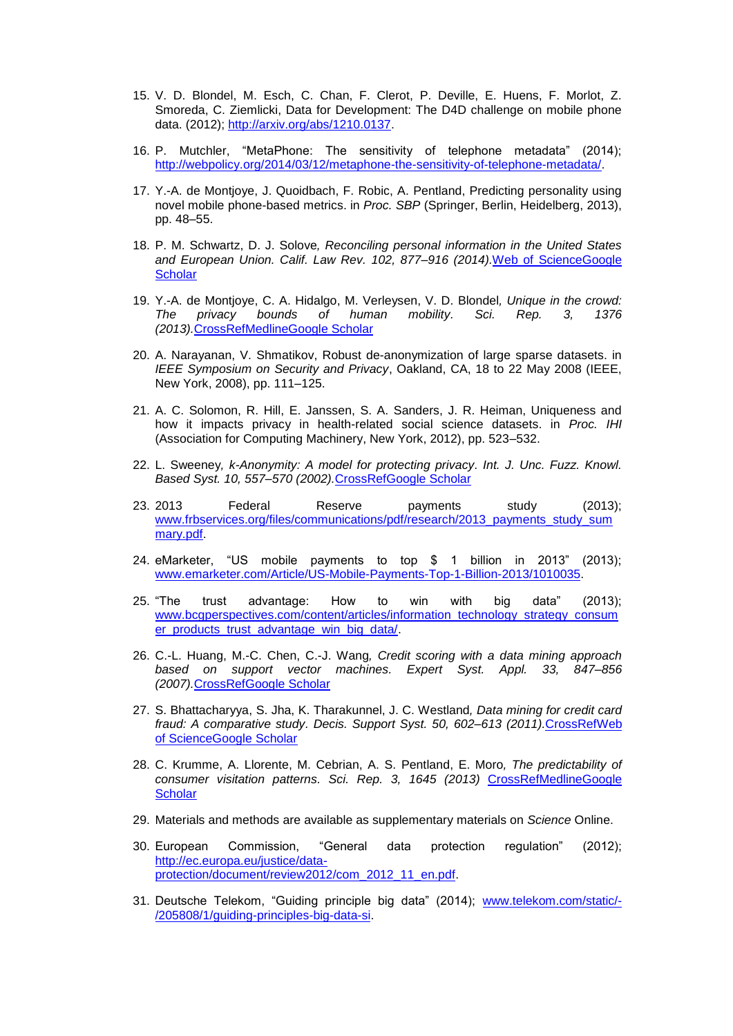15. V. D. Blondel, M. Esch, C. Chan, F. Clerot, P. Deville, E. Huens, F. Morlot, Z. Smoreda, C. Ziemlicki, Data for Development: The D4D challenge on mobile phone data. (2012); http://arxiv.org/abs/1210.0137.

16. P. Mutchler, "MetaPhone: The sensitivity of telephone metadata" (2014); http://webpolicy.org/2014/03/12/metaphone-the-sensitivity-of-telephone-metadata/.

17. Y.-A. de Montjoye, J. Quoidbach, F. Robic, A. Pentland, Predicting personality using novel mobile phone-based metrics. in *Proc. SBP* (Springer, Berlin, Heidelberg, 2013), pp. 48–55.

18. P. M. Schwartz, D. J. Solove*, Reconciling personal information in the United States and European Union. Calif. Law Rev. 102, 877–916 (2014).*Web of ScienceGoogle Scholar

19. Y.-A. de Montjoye, C. A. Hidalgo, M. Verleysen, V. D. Blondel*, Unique in the crowd: The privacy bounds of human mobility. Sci. Rep. 3, 1376 (2013).*CrossRefMedlineGoogle Scholar

20. A. Narayanan, V. Shmatikov, Robust de-anonymization of large sparse datasets. in *IEEE Symposium on Security and Privacy*, Oakland, CA, 18 to 22 May 2008 (IEEE, New York, 2008), pp. 111–125.

21. A. C. Solomon, R. Hill, E. Janssen, S. A. Sanders, J. R. Heiman, Uniqueness and how it impacts privacy in health-related social science datasets. in *Proc. IHI* (Association for Computing Machinery, New York, 2012), pp. 523–532.

22. L. Sweeney*, k-Anonymity: A model for protecting privacy. Int. J. Unc. Fuzz. Knowl. Based Syst. 10, 557–570 (2002).*CrossRefGoogle Scholar

23. 2013 Federal Reserve payments study (2013); www.frbservices.org/files/communications/pdf/research/2013_payments_study_summary.pdf.

24. eMarketer, "US mobile payments to top $ 1 billion in 2013" (2013); www.emarketer.com/Article/US-Mobile-Payments-Top-1-Billion-2013/1010035.

25. "The trust advantage: How to win with big data" (2013); www.bcgperspectives.com/content/articles/information_technology_strategy_consumer_products_trust_advantage_win_big_data/.

26. C.-L. Huang, M.-C. Chen, C.-J. Wang*, Credit scoring with a data mining approach based on support vector machines. Expert Syst. Appl. 33, 847–856 (2007).*CrossRefGoogle Scholar

27. S. Bhattacharyya, S. Jha, K. Tharakunnel, J. C. Westland*, Data mining for credit card fraud: A comparative study. Decis. Support Syst. 50, 602–613 (2011).*CrossRefWeb of ScienceGoogle Scholar

28. C. Krumme, A. Llorente, M. Cebrian, A. S. Pentland, E. Moro*, The predictability of consumer visitation patterns. Sci. Rep. 3, 1645 (2013)* CrossRefMedlineGoogle Scholar

29. Materials and methods are available as supplementary materials on *Science* Online.

30. European Commission, "General data protection regulation" (2012); http://ec.europa.eu/justice/data-protection/document/review2012/com_2012_11_en.pdf.

31. Deutsche Telekom, "Guiding principle big data" (2014); www.telekom.com/static/-/205808/1/guiding-principles-big-data-si.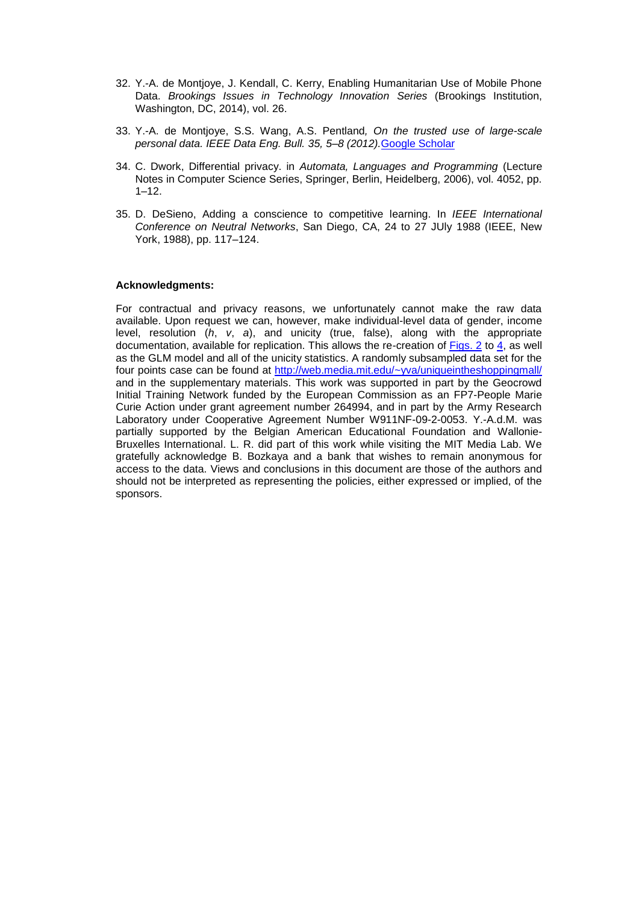32. Y.-A. de Montjoye, J. Kendall, C. Kerry, Enabling Humanitarian Use of Mobile Phone Data. *Brookings Issues in Technology Innovation Series* (Brookings Institution, Washington, DC, 2014), vol. 26.

33. Y.-A. de Montjoye, S.S. Wang, A.S. Pentland*, On the trusted use of large-scale personal data. IEEE Data Eng. Bull. 35, 5–8 (2012).*Google Scholar

34. C. Dwork, Differential privacy. in *Automata, Languages and Programming* (Lecture Notes in Computer Science Series, Springer, Berlin, Heidelberg, 2006), vol. 4052, pp. 1–12.

35. D. DeSieno, Adding a conscience to competitive learning. In *IEEE International Conference on Neutral Networks*, San Diego, CA, 24 to 27 JUly 1988 (IEEE, New York, 1988), pp. 117–124.

**Acknowledgments:**

For contractual and privacy reasons, we unfortunately cannot make the raw data available. Upon request we can, however, make individual-level data of gender, income level, resolution ($h$, $v$, $a$), and unicity (true, false), along with the appropriate documentation, available for replication. This allows the re-creation of Figs. 2 to 4, as well as the GLM model and all of the unicity statistics. A randomly subsampled data set for the four points case can be found at http://web.media.mit.edu/~yva/uniqueintheshoppingmall/ and in the supplementary materials. This work was supported in part by the Geocrowd Initial Training Network funded by the European Commission as an FP7-People Marie Curie Action under grant agreement number 264994, and in part by the Army Research Laboratory under Cooperative Agreement Number W911NF-09-2-0053. Y.-A.d.M. was partially supported by the Belgian American Educational Foundation and Wallonie-Bruxelles International. L. R. did part of this work while visiting the MIT Media Lab. We gratefully acknowledge B. Bozkaya and a bank that wishes to remain anonymous for access to the data. Views and conclusions in this document are those of the authors and should not be interpreted as representing the policies, either expressed or implied, of the sponsors.